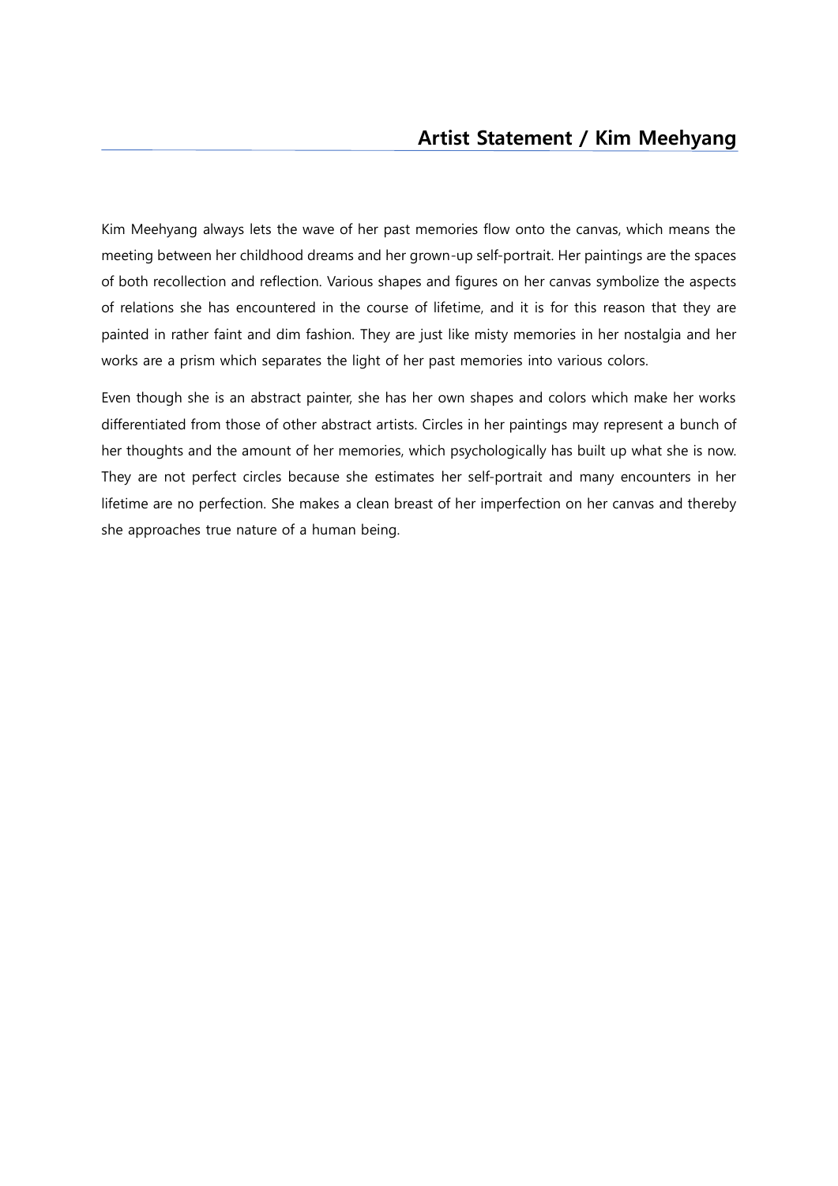# Artist Statement / Kim Meehyang

Kim Meehyang always lets the wave of her past memories flow onto the canvas, which means the meeting between her childhood dreams and her grown-up self-portrait. Her paintings are the spaces of both recollection and reflection. Various shapes and figures on her canvas symbolize the aspects of relations she has encountered in the course of lifetime, and it is for this reason that they are painted in rather faint and dim fashion. They are just like misty memories in her nostalgia and her works are a prism which separates the light of her past memories into various colors.

Even though she is an abstract painter, she has her own shapes and colors which make her works differentiated from those of other abstract artists. Circles in her paintings may represent a bunch of her thoughts and the amount of her memories, which psychologically has built up what she is now. They are not perfect circles because she estimates her self-portrait and many encounters in her lifetime are no perfection. She makes a clean breast of her imperfection on her canvas and thereby she approaches true nature of a human being.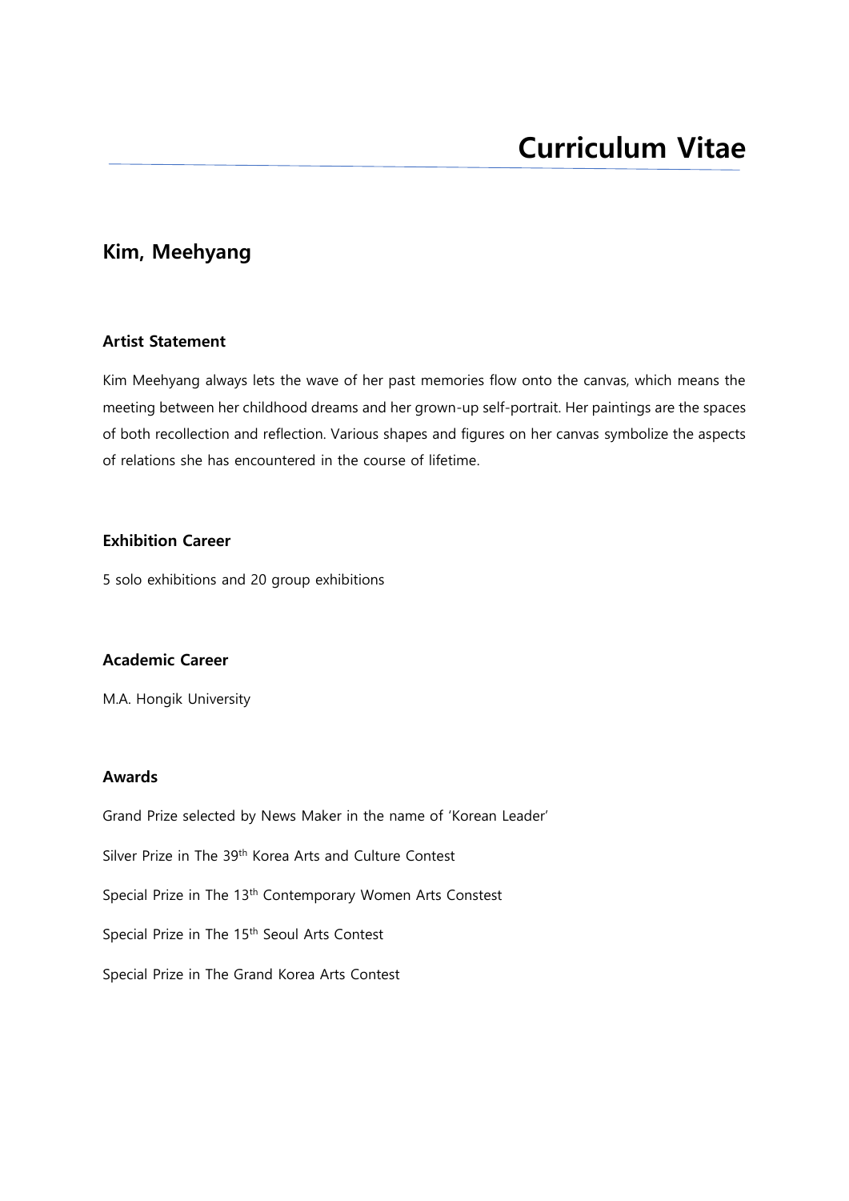# Curriculum Vitae

## Kim, Meehyang

### Artist Statement

Kim Meehyang always lets the wave of her past memories flow onto the canvas, which means the meeting between her childhood dreams and her grown-up self-portrait. Her paintings are the spaces of both recollection and reflection. Various shapes and figures on her canvas symbolize the aspects of relations she has encountered in the course of lifetime.

### Exhibition Career

5 solo exhibitions and 20 group exhibitions

### Academic Career

M.A. Hongik University

### Awards

Grand Prize selected by News Maker in the name of 'Korean Leader'

Silver Prize in The 39th Korea Arts and Culture Contest

Special Prize in The 13th Contemporary Women Arts Constest

Special Prize in The 15th Seoul Arts Contest

Special Prize in The Grand Korea Arts Contest